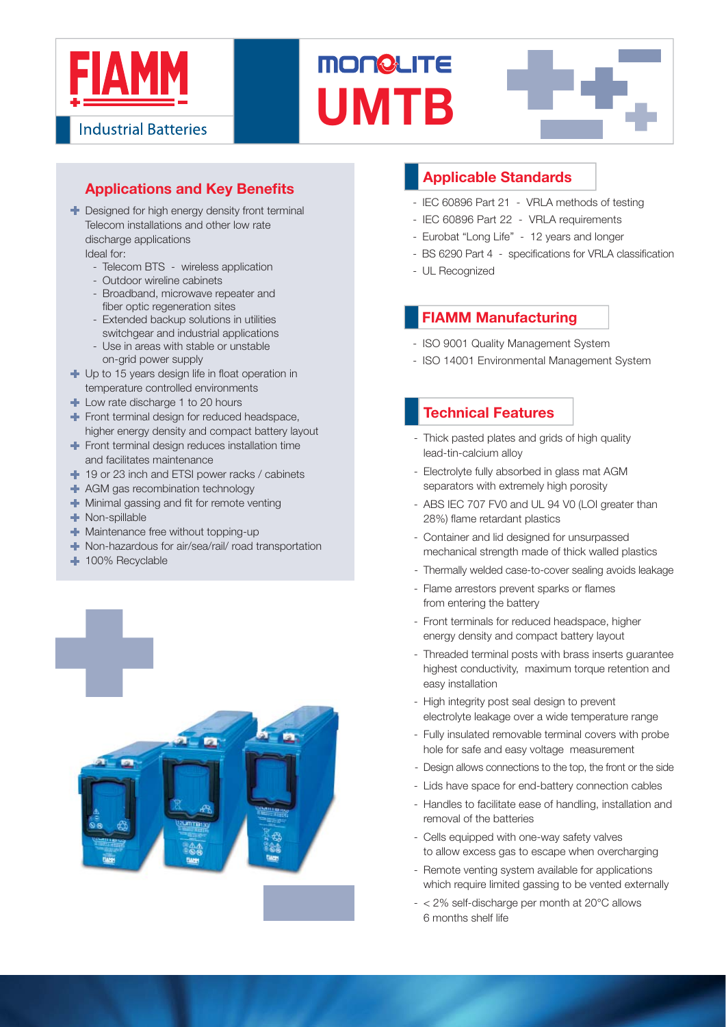# FIAMM Industrial Batteries

# MONOLITE UMTB

## Applications and Key Benefits

- Designed for high energy density front terminal Telecom installations and other low rate discharge applications
  Ideal for:
  - Telecom BTS - wireless application
  - Outdoor wireline cabinets
  - Broadband, microwave repeater and fiber optic regeneration sites
  - Extended backup solutions in utilities switchgear and industrial applications
  - Use in areas with stable or unstable on-grid power supply
- Up to 15 years design life in float operation in temperature controlled environments
- Low rate discharge 1 to 20 hours
- Front terminal design for reduced headspace, higher energy density and compact battery layout
- Front terminal design reduces installation time and facilitates maintenance
- 19 or 23 inch and ETSI power racks / cabinets
- AGM gas recombination technology
- Minimal gassing and fit for remote venting
- Non-spillable
- Maintenance free without topping-up
- Non-hazardous for air/sea/rail/ road transportation
- 100% Recyclable

## Applicable Standards

- IEC 60896 Part 21 - VRLA methods of testing
- IEC 60896 Part 22 - VRLA requirements
- Eurobat "Long Life" - 12 years and longer
- BS 6290 Part 4 - specifications for VRLA classification
- UL Recognized

## FIAMM Manufacturing

- ISO 9001 Quality Management System
- ISO 14001 Environmental Management System

## Technical Features

- Thick pasted plates and grids of high quality lead-tin-calcium alloy
- Electrolyte fully absorbed in glass mat AGM separators with extremely high porosity
- ABS IEC 707 FV0 and UL 94 V0 (LOI greater than 28%) flame retardant plastics
- Container and lid designed for unsurpassed mechanical strength made of thick walled plastics
- Thermally welded case-to-cover sealing avoids leakage
- Flame arrestors prevent sparks or flames from entering the battery
- Front terminals for reduced headspace, higher energy density and compact battery layout
- Threaded terminal posts with brass inserts guarantee highest conductivity, maximum torque retention and easy installation
- High integrity post seal design to prevent electrolyte leakage over a wide temperature range
- Fully insulated removable terminal covers with probe hole for safe and easy voltage measurement
- Design allows connections to the top, the front or the side
- Lids have space for end-battery connection cables
- Handles to facilitate ease of handling, installation and removal of the batteries
- Cells equipped with one-way safety valves to allow excess gas to escape when overcharging
- Remote venting system available for applications which require limited gassing to be vented externally
- < 2% self-discharge per month at 20°C allows 6 months shelf life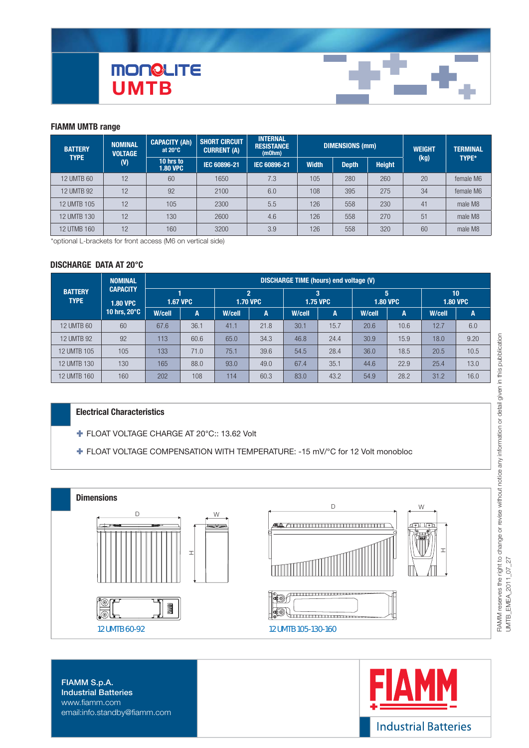# MONOLITE UMTB

## FIAMM UMTB range

| BATTERY TYPE | NOMINAL VOLTAGE (V) | CAPACITY (Ah) at 20°C | SHORT CIRCUIT CURRENT (A) | INTERNAL RESISTANCE (mOhm) | DIMENSIONS (mm) | | | WEIGHT (kg) | TERMINAL TYPE* |
|---|---|---|---|---|---|---|---|---|---|
| | | 10 hrs to 1.80 VPC | IEC 60896-21 | IEC 60896-21 | Width | Depth | Height | | |
| 12 UMTB 60 | 12 | 60 | 1650 | 7.3 | 105 | 280 | 260 | 20 | female M6 |
| 12 UMTB 92 | 12 | 92 | 2100 | 6.0 | 108 | 395 | 275 | 34 | female M6 |
| 12 UMTB 105 | 12 | 105 | 2300 | 5.5 | 126 | 558 | 230 | 41 | male M8 |
| 12 UMTB 130 | 12 | 130 | 2600 | 4.6 | 126 | 558 | 270 | 51 | male M8 |
| 12 UTMB 160 | 12 | 160 | 3200 | 3.9 | 126 | 558 | 320 | 60 | male M8 |

*optional L-brackets for front access (M6 on vertical side)

## DISCHARGE DATA AT 20°C

| BATTERY TYPE | NOMINAL CAPACITY 1.80 VPC 10 hrs, 20°C | DISCHARGE TIME (hours) end voltage (V) | | | | | | | | | |
|---|---|---|---|---|---|---|---|---|---|---|---|
| | | 1 1.67 VPC | | 2 1.70 VPC | | 3 1.75 VPC | | 5 1.80 VPC | | 10 1.80 VPC | |
| | | W/cell | A | W/cell | A | W/cell | A | W/cell | A | W/cell | A |
| 12 UMTB 60 | 60 | 67.6 | 36.1 | 41.1 | 21.8 | 30.1 | 15.7 | 20.6 | 10.6 | 12.7 | 6.0 |
| 12 UMTB 92 | 92 | 113 | 60.6 | 65.0 | 34.3 | 46.8 | 24.4 | 30.9 | 15.9 | 18.0 | 9.20 |
| 12 UMTB 105 | 105 | 133 | 71.0 | 75.1 | 39.6 | 54.5 | 28.4 | 36.0 | 18.5 | 20.5 | 10.5 |
| 12 UMTB 130 | 130 | 165 | 88.0 | 93.0 | 49.0 | 67.4 | 35.1 | 44.6 | 22.9 | 25.4 | 13.0 |
| 12 UMTB 160 | 160 | 202 | 108 | 114 | 60.3 | 83.0 | 43.2 | 54.9 | 28.2 | 31.2 | 16.0 |

## Electrical Characteristics

- FLOAT VOLTAGE CHARGE AT 20°C:: 13.62 Volt
- FLOAT VOLTAGE COMPENSATION WITH TEMPERATURE: -15 mV/°C for 12 Volt monobloc

## Dimensions

D W H

12 UMTB 60-92

D W H

12 UMTB 105-130-160

FIAMM reserves the right to change or revise without notice any information or detail given in this publication
UMTB_EMEA_2011_07_27

**FIAMM S.p.A.**
**Industrial Batteries**
www.fiamm.com
email:info.standby@fiamm.com

FIAMM
Industrial Batteries